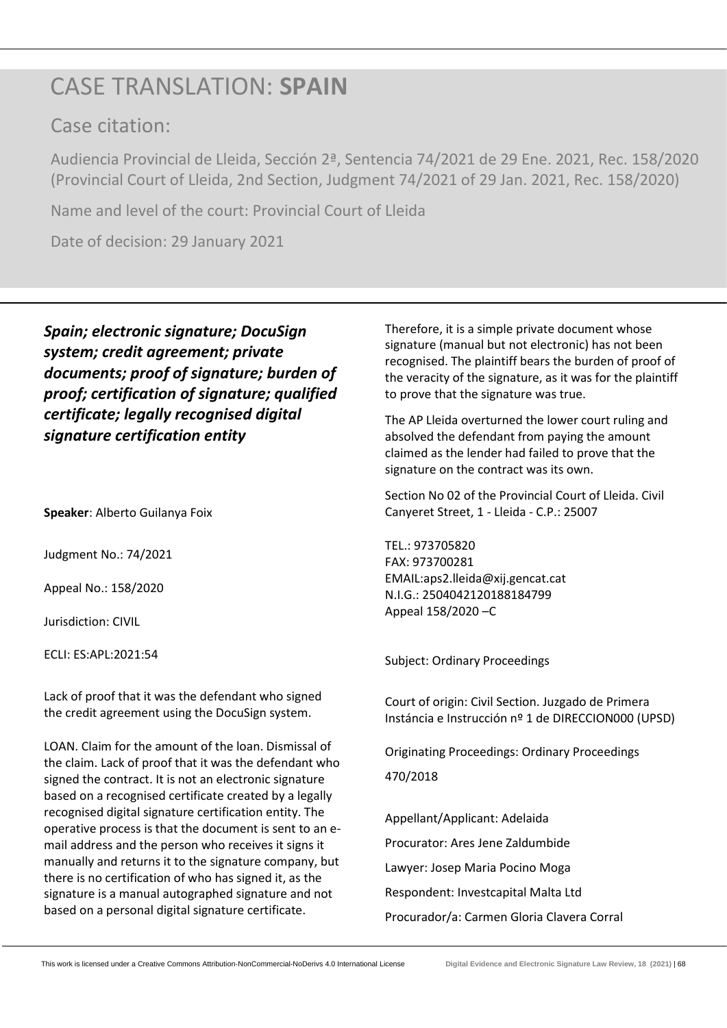# CASE TRANSLATION: **SPAIN**

## Case citation:

Audiencia Provincial de Lleida, Sección 2ª, Sentencia 74/2021 de 29 Ene. 2021, Rec. 158/2020 (Provincial Court of Lleida, 2nd Section, Judgment 74/2021 of 29 Jan. 2021, Rec. 158/2020)

Name and level of the court: Provincial Court of Lleida

Date of decision: 29 January 2021

***Spain; electronic signature; DocuSign system; credit agreement; private documents; proof of signature; burden of proof; certification of signature; qualified certificate; legally recognised digital signature certification entity***

**Speaker**: Alberto Guilanya Foix

Judgment No.: 74/2021

Appeal No.: 158/2020

Jurisdiction: CIVIL

ECLI: ES:APL:2021:54

Lack of proof that it was the defendant who signed the credit agreement using the DocuSign system.

LOAN. Claim for the amount of the loan. Dismissal of the claim. Lack of proof that it was the defendant who signed the contract. It is not an electronic signature based on a recognised certificate created by a legally recognised digital signature certification entity. The operative process is that the document is sent to an e-mail address and the person who receives it signs it manually and returns it to the signature company, but there is no certification of who has signed it, as the signature is a manual autographed signature and not based on a personal digital signature certificate.

Therefore, it is a simple private document whose signature (manual but not electronic) has not been recognised. The plaintiff bears the burden of proof of the veracity of the signature, as it was for the plaintiff to prove that the signature was true.

The AP Lleida overturned the lower court ruling and absolved the defendant from paying the amount claimed as the lender had failed to prove that the signature on the contract was its own.

Section No 02 of the Provincial Court of Lleida. Civil Canyeret Street, 1 - Lleida - C.P.: 25007

TEL.: 973705820
FAX: 973700281
EMAIL:aps2.lleida@xij.gencat.cat
N.I.G.: 2504042120188184799
Appeal 158/2020 –C

Subject: Ordinary Proceedings

Court of origin: Civil Section. Juzgado de Primera Instáncia e Instrucción nº 1 de DIRECCION000 (UPSD)

Originating Proceedings: Ordinary Proceedings 470/2018

Appellant/Applicant: Adelaida

Procurator: Ares Jene Zaldumbide

Lawyer: Josep Maria Pocino Moga

Respondent: Investcapital Malta Ltd

Procurador/a: Carmen Gloria Clavera Corral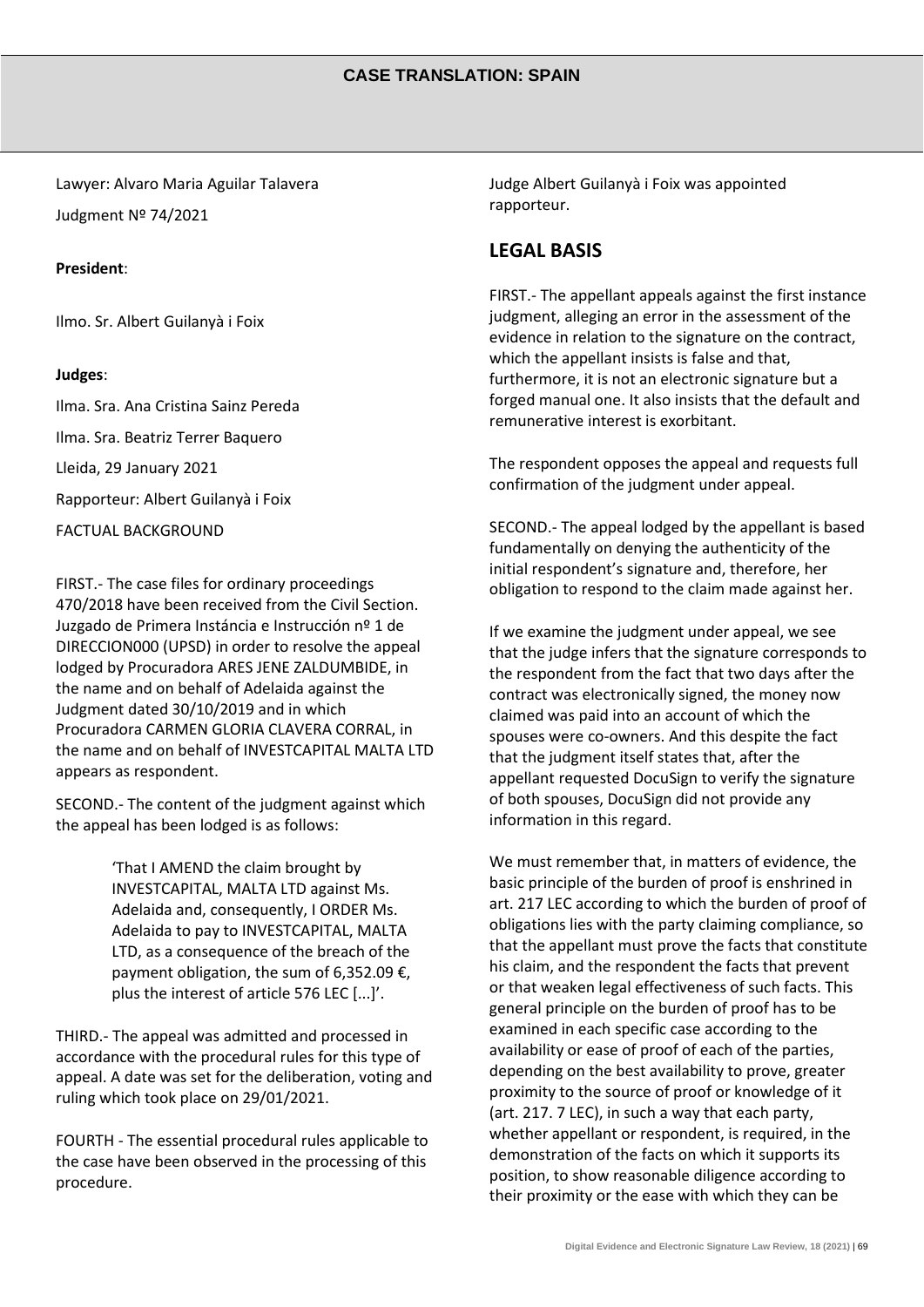## CASE TRANSLATION: SPAIN

Lawyer: Alvaro Maria Aguilar Talavera

Judgment Nº 74/2021

**President**:

Ilmo. Sr. Albert Guilanyà i Foix

**Judges**:

Ilma. Sra. Ana Cristina Sainz Pereda

Ilma. Sra. Beatriz Terrer Baquero

Lleida, 29 January 2021

Rapporteur: Albert Guilanyà i Foix

FACTUAL BACKGROUND

FIRST.- The case files for ordinary proceedings 470/2018 have been received from the Civil Section. Juzgado de Primera Instáncia e Instrucción nº 1 de DIRECCION000 (UPSD) in order to resolve the appeal lodged by Procuradora ARES JENE ZALDUMBIDE, in the name and on behalf of Adelaida against the Judgment dated 30/10/2019 and in which Procuradora CARMEN GLORIA CLAVERA CORRAL, in the name and on behalf of INVESTCAPITAL MALTA LTD appears as respondent.

SECOND.- The content of the judgment against which the appeal has been lodged is as follows:

> 'That I AMEND the claim brought by INVESTCAPITAL, MALTA LTD against Ms. Adelaida and, consequently, I ORDER Ms. Adelaida to pay to INVESTCAPITAL, MALTA LTD, as a consequence of the breach of the payment obligation, the sum of 6,352.09 €, plus the interest of article 576 LEC [...]'.

THIRD.- The appeal was admitted and processed in accordance with the procedural rules for this type of appeal. A date was set for the deliberation, voting and ruling which took place on 29/01/2021.

FOURTH - The essential procedural rules applicable to the case have been observed in the processing of this procedure.

Judge Albert Guilanyà i Foix was appointed rapporteur.

## LEGAL BASIS

FIRST.- The appellant appeals against the first instance judgment, alleging an error in the assessment of the evidence in relation to the signature on the contract, which the appellant insists is false and that, furthermore, it is not an electronic signature but a forged manual one. It also insists that the default and remunerative interest is exorbitant.

The respondent opposes the appeal and requests full confirmation of the judgment under appeal.

SECOND.- The appeal lodged by the appellant is based fundamentally on denying the authenticity of the initial respondent's signature and, therefore, her obligation to respond to the claim made against her.

If we examine the judgment under appeal, we see that the judge infers that the signature corresponds to the respondent from the fact that two days after the contract was electronically signed, the money now claimed was paid into an account of which the spouses were co-owners. And this despite the fact that the judgment itself states that, after the appellant requested DocuSign to verify the signature of both spouses, DocuSign did not provide any information in this regard.

We must remember that, in matters of evidence, the basic principle of the burden of proof is enshrined in art. 217 LEC according to which the burden of proof of obligations lies with the party claiming compliance, so that the appellant must prove the facts that constitute his claim, and the respondent the facts that prevent or that weaken legal effectiveness of such facts. This general principle on the burden of proof has to be examined in each specific case according to the availability or ease of proof of each of the parties, depending on the best availability to prove, greater proximity to the source of proof or knowledge of it (art. 217. 7 LEC), in such a way that each party, whether appellant or respondent, is required, in the demonstration of the facts on which it supports its position, to show reasonable diligence according to their proximity or the ease with which they can be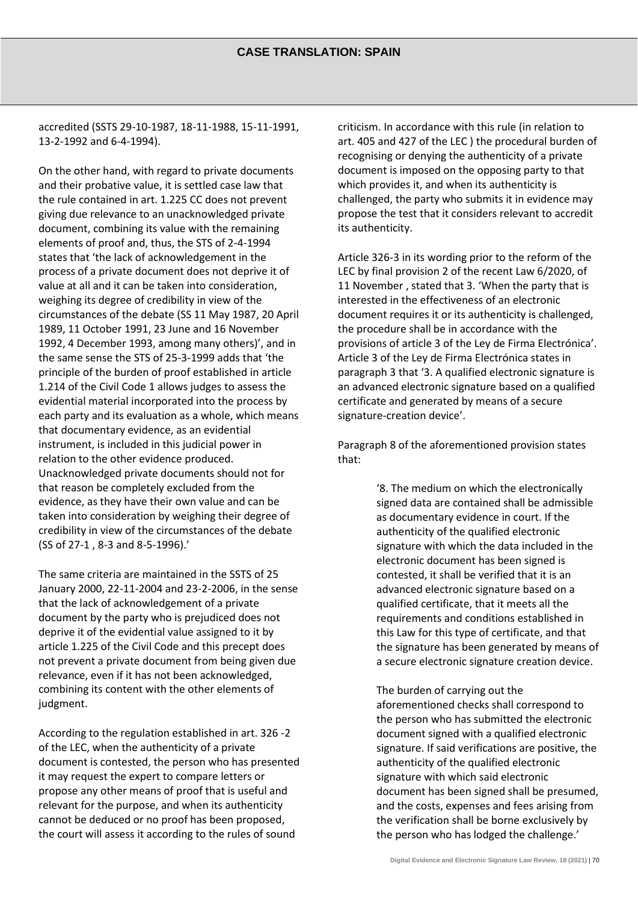accredited (SSTS 29-10-1987, 18-11-1988, 15-11-1991, 13-2-1992 and 6-4-1994).

On the other hand, with regard to private documents and their probative value, it is settled case law that the rule contained in art. 1.225 CC does not prevent giving due relevance to an unacknowledged private document, combining its value with the remaining elements of proof and, thus, the STS of 2-4-1994 states that 'the lack of acknowledgement in the process of a private document does not deprive it of value at all and it can be taken into consideration, weighing its degree of credibility in view of the circumstances of the debate (SS 11 May 1987, 20 April 1989, 11 October 1991, 23 June and 16 November 1992, 4 December 1993, among many others)', and in the same sense the STS of 25-3-1999 adds that 'the principle of the burden of proof established in article 1.214 of the Civil Code 1 allows judges to assess the evidential material incorporated into the process by each party and its evaluation as a whole, which means that documentary evidence, as an evidential instrument, is included in this judicial power in relation to the other evidence produced. Unacknowledged private documents should not for that reason be completely excluded from the evidence, as they have their own value and can be taken into consideration by weighing their degree of credibility in view of the circumstances of the debate (SS of 27-1 , 8-3 and 8-5-1996).'

The same criteria are maintained in the SSTS of 25 January 2000, 22-11-2004 and 23-2-2006, in the sense that the lack of acknowledgement of a private document by the party who is prejudiced does not deprive it of the evidential value assigned to it by article 1.225 of the Civil Code and this precept does not prevent a private document from being given due relevance, even if it has not been acknowledged, combining its content with the other elements of judgment.

According to the regulation established in art. 326 -2 of the LEC, when the authenticity of a private document is contested, the person who has presented it may request the expert to compare letters or propose any other means of proof that is useful and relevant for the purpose, and when its authenticity cannot be deduced or no proof has been proposed, the court will assess it according to the rules of sound criticism. In accordance with this rule (in relation to art. 405 and 427 of the LEC ) the procedural burden of recognising or denying the authenticity of a private document is imposed on the opposing party to that which provides it, and when its authenticity is challenged, the party who submits it in evidence may propose the test that it considers relevant to accredit its authenticity.

Article 326-3 in its wording prior to the reform of the LEC by final provision 2 of the recent Law 6/2020, of 11 November , stated that 3. 'When the party that is interested in the effectiveness of an electronic document requires it or its authenticity is challenged, the procedure shall be in accordance with the provisions of article 3 of the Ley de Firma Electrónica'. Article 3 of the Ley de Firma Electrónica states in paragraph 3 that '3. A qualified electronic signature is an advanced electronic signature based on a qualified certificate and generated by means of a secure signature-creation device'.

Paragraph 8 of the aforementioned provision states that:

> '8. The medium on which the electronically signed data are contained shall be admissible as documentary evidence in court. If the authenticity of the qualified electronic signature with which the data included in the electronic document has been signed is contested, it shall be verified that it is an advanced electronic signature based on a qualified certificate, that it meets all the requirements and conditions established in this Law for this type of certificate, and that the signature has been generated by means of a secure electronic signature creation device.
>
> The burden of carrying out the aforementioned checks shall correspond to the person who has submitted the electronic document signed with a qualified electronic signature. If said verifications are positive, the authenticity of the qualified electronic signature with which said electronic document has been signed shall be presumed, and the costs, expenses and fees arising from the verification shall be borne exclusively by the person who has lodged the challenge.'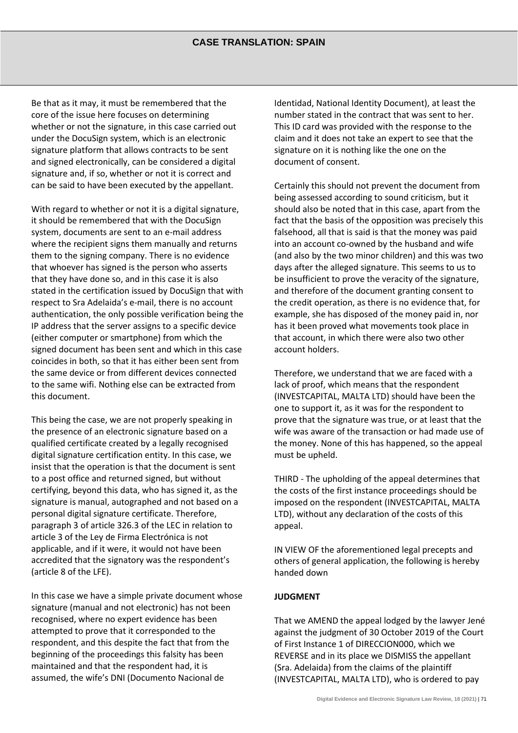Be that as it may, it must be remembered that the core of the issue here focuses on determining whether or not the signature, in this case carried out under the DocuSign system, which is an electronic signature platform that allows contracts to be sent and signed electronically, can be considered a digital signature and, if so, whether or not it is correct and can be said to have been executed by the appellant.

With regard to whether or not it is a digital signature, it should be remembered that with the DocuSign system, documents are sent to an e-mail address where the recipient signs them manually and returns them to the signing company. There is no evidence that whoever has signed is the person who asserts that they have done so, and in this case it is also stated in the certification issued by DocuSign that with respect to Sra Adelaida's e-mail, there is no account authentication, the only possible verification being the IP address that the server assigns to a specific device (either computer or smartphone) from which the signed document has been sent and which in this case coincides in both, so that it has either been sent from the same device or from different devices connected to the same wifi. Nothing else can be extracted from this document.

This being the case, we are not properly speaking in the presence of an electronic signature based on a qualified certificate created by a legally recognised digital signature certification entity. In this case, we insist that the operation is that the document is sent to a post office and returned signed, but without certifying, beyond this data, who has signed it, as the signature is manual, autographed and not based on a personal digital signature certificate. Therefore, paragraph 3 of article 326.3 of the LEC in relation to article 3 of the Ley de Firma Electrónica is not applicable, and if it were, it would not have been accredited that the signatory was the respondent's (article 8 of the LFE).

In this case we have a simple private document whose signature (manual and not electronic) has not been recognised, where no expert evidence has been attempted to prove that it corresponded to the respondent, and this despite the fact that from the beginning of the proceedings this falsity has been maintained and that the respondent had, it is assumed, the wife's DNI (Documento Nacional de Identidad, National Identity Document), at least the number stated in the contract that was sent to her. This ID card was provided with the response to the claim and it does not take an expert to see that the signature on it is nothing like the one on the document of consent.

Certainly this should not prevent the document from being assessed according to sound criticism, but it should also be noted that in this case, apart from the fact that the basis of the opposition was precisely this falsehood, all that is said is that the money was paid into an account co-owned by the husband and wife (and also by the two minor children) and this was two days after the alleged signature. This seems to us to be insufficient to prove the veracity of the signature, and therefore of the document granting consent to the credit operation, as there is no evidence that, for example, she has disposed of the money paid in, nor has it been proved what movements took place in that account, in which there were also two other account holders.

Therefore, we understand that we are faced with a lack of proof, which means that the respondent (INVESTCAPITAL, MALTA LTD) should have been the one to support it, as it was for the respondent to prove that the signature was true, or at least that the wife was aware of the transaction or had made use of the money. None of this has happened, so the appeal must be upheld.

THIRD - The upholding of the appeal determines that the costs of the first instance proceedings should be imposed on the respondent (INVESTCAPITAL, MALTA LTD), without any declaration of the costs of this appeal.

IN VIEW OF the aforementioned legal precepts and others of general application, the following is hereby handed down

**JUDGMENT**

That we AMEND the appeal lodged by the lawyer Jené against the judgment of 30 October 2019 of the Court of First Instance 1 of DIRECCION000, which we REVERSE and in its place we DISMISS the appellant (Sra. Adelaida) from the claims of the plaintiff (INVESTCAPITAL, MALTA LTD), who is ordered to pay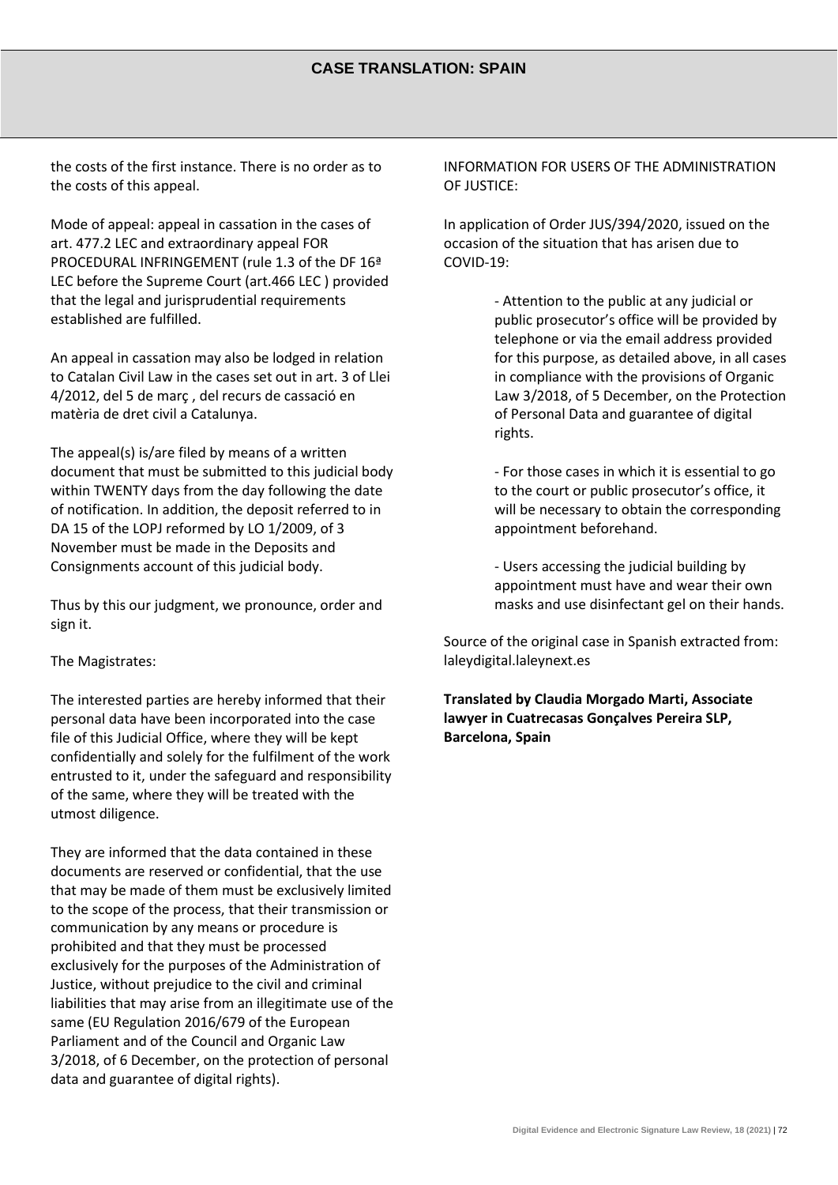the costs of the first instance. There is no order as to the costs of this appeal.

Mode of appeal: appeal in cassation in the cases of art. 477.2 LEC and extraordinary appeal FOR PROCEDURAL INFRINGEMENT (rule 1.3 of the DF 16ª LEC before the Supreme Court (art.466 LEC ) provided that the legal and jurisprudential requirements established are fulfilled.

An appeal in cassation may also be lodged in relation to Catalan Civil Law in the cases set out in art. 3 of Llei 4/2012, del 5 de març , del recurs de cassació en matèria de dret civil a Catalunya.

The appeal(s) is/are filed by means of a written document that must be submitted to this judicial body within TWENTY days from the day following the date of notification. In addition, the deposit referred to in DA 15 of the LOPJ reformed by LO 1/2009, of 3 November must be made in the Deposits and Consignments account of this judicial body.

Thus by this our judgment, we pronounce, order and sign it.

The Magistrates:

The interested parties are hereby informed that their personal data have been incorporated into the case file of this Judicial Office, where they will be kept confidentially and solely for the fulfilment of the work entrusted to it, under the safeguard and responsibility of the same, where they will be treated with the utmost diligence.

They are informed that the data contained in these documents are reserved or confidential, that the use that may be made of them must be exclusively limited to the scope of the process, that their transmission or communication by any means or procedure is prohibited and that they must be processed exclusively for the purposes of the Administration of Justice, without prejudice to the civil and criminal liabilities that may arise from an illegitimate use of the same (EU Regulation 2016/679 of the European Parliament and of the Council and Organic Law 3/2018, of 6 December, on the protection of personal data and guarantee of digital rights).

INFORMATION FOR USERS OF THE ADMINISTRATION OF JUSTICE:

In application of Order JUS/394/2020, issued on the occasion of the situation that has arisen due to COVID-19:

- Attention to the public at any judicial or public prosecutor's office will be provided by telephone or via the email address provided for this purpose, as detailed above, in all cases in compliance with the provisions of Organic Law 3/2018, of 5 December, on the Protection of Personal Data and guarantee of digital rights.

- For those cases in which it is essential to go to the court or public prosecutor's office, it will be necessary to obtain the corresponding appointment beforehand.

- Users accessing the judicial building by appointment must have and wear their own masks and use disinfectant gel on their hands.

Source of the original case in Spanish extracted from: laleydigital.laleynext.es

**Translated by Claudia Morgado Marti, Associate lawyer in Cuatrecasas Gonçalves Pereira SLP, Barcelona, Spain**